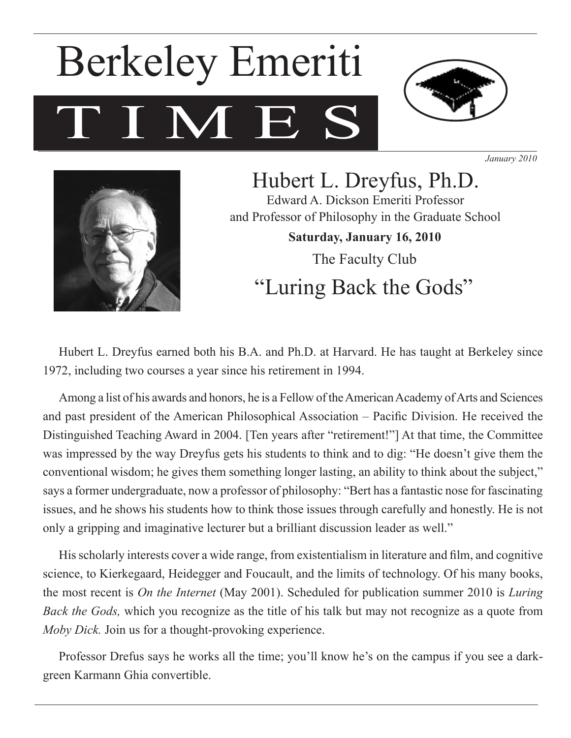# Berkeley Emeriti TIMES

*January 2010*

## Hubert L. Dreyfus, Ph.D.

Edward A. Dickson Emeriti Professor
and Professor of Philosophy in the Graduate School

**Saturday, January 16, 2010**

The Faculty Club

## "Luring Back the Gods"

Hubert L. Dreyfus earned both his B.A. and Ph.D. at Harvard. He has taught at Berkeley since 1972, including two courses a year since his retirement in 1994.

Among a list of his awards and honors, he is a Fellow of the American Academy of Arts and Sciences and past president of the American Philosophical Association – Pacific Division. He received the Distinguished Teaching Award in 2004. [Ten years after "retirement!"] At that time, the Committee was impressed by the way Dreyfus gets his students to think and to dig: "He doesn't give them the conventional wisdom; he gives them something longer lasting, an ability to think about the subject," says a former undergraduate, now a professor of philosophy: "Bert has a fantastic nose for fascinating issues, and he shows his students how to think those issues through carefully and honestly. He is not only a gripping and imaginative lecturer but a brilliant discussion leader as well."

His scholarly interests cover a wide range, from existentialism in literature and film, and cognitive science, to Kierkegaard, Heidegger and Foucault, and the limits of technology. Of his many books, the most recent is *On the Internet* (May 2001). Scheduled for publication summer 2010 is *Luring Back the Gods,* which you recognize as the title of his talk but may not recognize as a quote from *Moby Dick.* Join us for a thought-provoking experience.

Professor Drefus says he works all the time; you'll know he's on the campus if you see a dark-green Karmann Ghia convertible.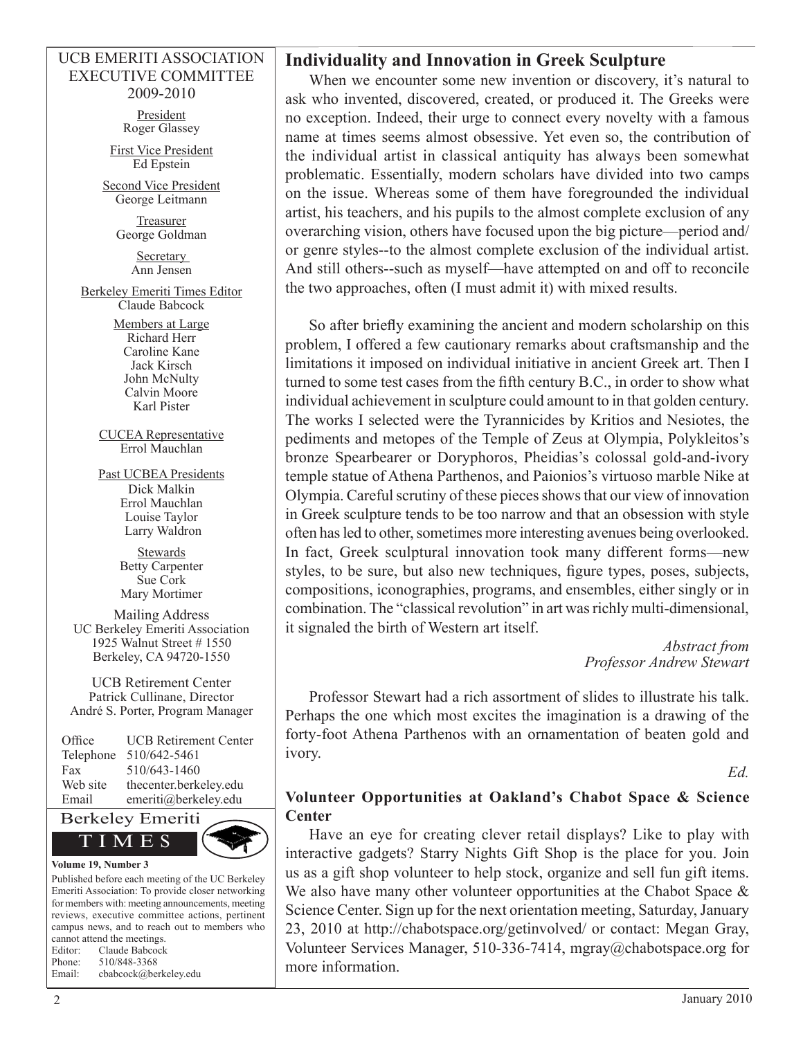UCB EMERITI ASSOCIATION
EXECUTIVE COMMITTEE
2009-2010

President
Roger Glassey

First Vice President
Ed Epstein

Second Vice President
George Leitmann

Treasurer
George Goldman

Secretary
Ann Jensen

Berkeley Emeriti Times Editor
Claude Babcock

Members at Large
Richard Herr
Caroline Kane
Jack Kirsch
John McNulty
Calvin Moore
Karl Pister

CUCEA Representative
Errol Mauchlan

Past UCBEA Presidents
Dick Malkin
Errol Mauchlan
Louise Taylor
Larry Waldron

Stewards
Betty Carpenter
Sue Cork
Mary Mortimer

Mailing Address
UC Berkeley Emeriti Association
1925 Walnut Street # 1550
Berkeley, CA 94720-1550

UCB Retirement Center
Patrick Cullinane, Director
André S. Porter, Program Manager

| | |
|---|---|
| Office | UCB Retirement Center |
| Telephone | 510/642-5461 |
| Fax | 510/643-1460 |
| Web site | thecenter.berkeley.edu |
| Email | emeriti@berkeley.edu |

Berkeley Emeriti TIMES

**Volume 19, Number 3**

Published before each meeting of the UC Berkeley Emeriti Association: To provide closer networking for members with: meeting announcements, meeting reviews, executive committee actions, pertinent campus news, and to reach out to members who cannot attend the meetings.

Editor: Claude Babcock
Phone: 510/848-3368
Email: cbabcock@berkeley.edu

## Individuality and Innovation in Greek Sculpture

When we encounter some new invention or discovery, it's natural to ask who invented, discovered, created, or produced it. The Greeks were no exception. Indeed, their urge to connect every novelty with a famous name at times seems almost obsessive. Yet even so, the contribution of the individual artist in classical antiquity has always been somewhat problematic. Essentially, modern scholars have divided into two camps on the issue. Whereas some of them have foregrounded the individual artist, his teachers, and his pupils to the almost complete exclusion of any overarching vision, others have focused upon the big picture—period and/or genre styles--to the almost complete exclusion of the individual artist. And still others--such as myself—have attempted on and off to reconcile the two approaches, often (I must admit it) with mixed results.

So after briefly examining the ancient and modern scholarship on this problem, I offered a few cautionary remarks about craftsmanship and the limitations it imposed on individual initiative in ancient Greek art. Then I turned to some test cases from the fifth century B.C., in order to show what individual achievement in sculpture could amount to in that golden century. The works I selected were the Tyrannicides by Kritios and Nesiotes, the pediments and metopes of the Temple of Zeus at Olympia, Polykleitos's bronze Spearbearer or Doryphoros, Pheidias's colossal gold-and-ivory temple statue of Athena Parthenos, and Paionios's virtuoso marble Nike at Olympia. Careful scrutiny of these pieces shows that our view of innovation in Greek sculpture tends to be too narrow and that an obsession with style often has led to other, sometimes more interesting avenues being overlooked. In fact, Greek sculptural innovation took many different forms—new styles, to be sure, but also new techniques, figure types, poses, subjects, compositions, iconographies, programs, and ensembles, either singly or in combination. The "classical revolution" in art was richly multi-dimensional, it signaled the birth of Western art itself.

*Abstract from*
*Professor Andrew Stewart*

Professor Stewart had a rich assortment of slides to illustrate his talk. Perhaps the one which most excites the imagination is a drawing of the forty-foot Athena Parthenos with an ornamentation of beaten gold and ivory.

*Ed.*

### Volunteer Opportunities at Oakland's Chabot Space & Science Center

Have an eye for creating clever retail displays? Like to play with interactive gadgets? Starry Nights Gift Shop is the place for you. Join us as a gift shop volunteer to help stock, organize and sell fun gift items. We also have many other volunteer opportunities at the Chabot Space & Science Center. Sign up for the next orientation meeting, Saturday, January 23, 2010 at http://chabotspace.org/getinvolved/ or contact: Megan Gray, Volunteer Services Manager, 510-336-7414, mgray@chabotspace.org for more information.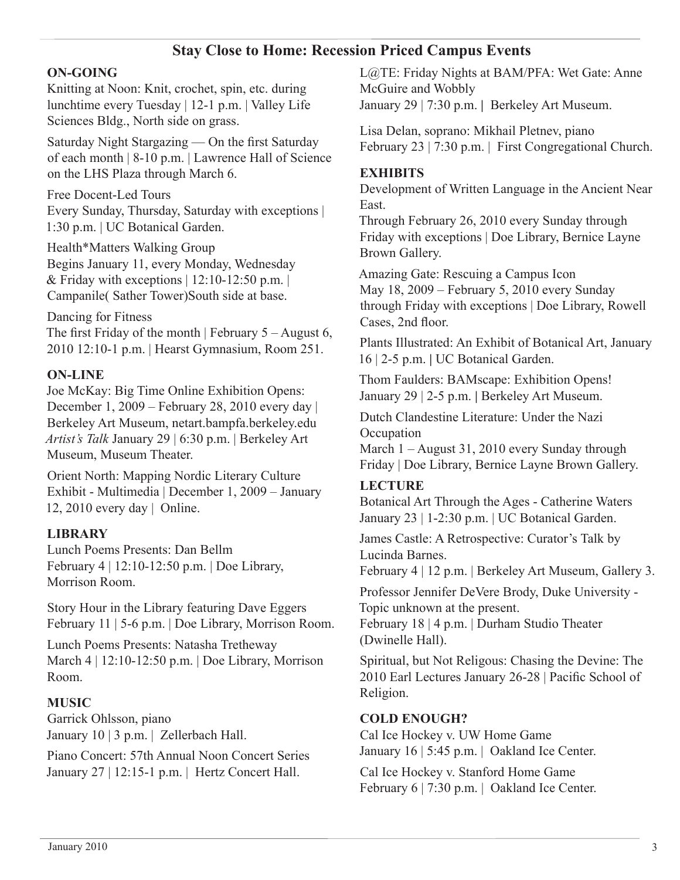# Stay Close to Home: Recession Priced Campus Events

## ON-GOING

Knitting at Noon: Knit, crochet, spin, etc. during lunchtime every Tuesday | 12-1 p.m. | Valley Life Sciences Bldg., North side on grass.

Saturday Night Stargazing — On the first Saturday of each month | 8-10 p.m. | Lawrence Hall of Science on the LHS Plaza through March 6.

Free Docent-Led Tours
Every Sunday, Thursday, Saturday with exceptions | 1:30 p.m. | UC Botanical Garden.

Health*Matters Walking Group
Begins January 11, every Monday, Wednesday & Friday with exceptions | 12:10-12:50 p.m. | Campanile( Sather Tower)South side at base.

Dancing for Fitness
The first Friday of the month | February 5 – August 6, 2010 12:10-1 p.m. | Hearst Gymnasium, Room 251.

## ON-LINE

Joe McKay: Big Time Online Exhibition Opens: December 1, 2009 – February 28, 2010 every day | Berkeley Art Museum, netart.bampfa.berkeley.edu
*Artist's Talk* January 29 | 6:30 p.m. | Berkeley Art Museum, Museum Theater.

Orient North: Mapping Nordic Literary Culture Exhibit - Multimedia | December 1, 2009 – January 12, 2010 every day | Online.

## LIBRARY

Lunch Poems Presents: Dan Bellm
February 4 | 12:10-12:50 p.m. | Doe Library, Morrison Room.

Story Hour in the Library featuring Dave Eggers
February 11 | 5-6 p.m. | Doe Library, Morrison Room.

Lunch Poems Presents: Natasha Tretheway
March 4 | 12:10-12:50 p.m. | Doe Library, Morrison Room.

## MUSIC

Garrick Ohlsson, piano
January 10 | 3 p.m. | Zellerbach Hall.

Piano Concert: 57th Annual Noon Concert Series
January 27 | 12:15-1 p.m. | Hertz Concert Hall.

L@TE: Friday Nights at BAM/PFA: Wet Gate: Anne McGuire and Wobbly
January 29 | 7:30 p.m. | Berkeley Art Museum.

Lisa Delan, soprano: Mikhail Pletnev, piano
February 23 | 7:30 p.m. | First Congregational Church.

## EXHIBITS

Development of Written Language in the Ancient Near East.
Through February 26, 2010 every Sunday through Friday with exceptions | Doe Library, Bernice Layne Brown Gallery.

Amazing Gate: Rescuing a Campus Icon
May 18, 2009 – February 5, 2010 every Sunday through Friday with exceptions | Doe Library, Rowell Cases, 2nd floor.

Plants Illustrated: An Exhibit of Botanical Art, January 16 | 2-5 p.m. | UC Botanical Garden.

Thom Faulders: BAMscape: Exhibition Opens!
January 29 | 2-5 p.m. | Berkeley Art Museum.

Dutch Clandestine Literature: Under the Nazi Occupation
March 1 – August 31, 2010 every Sunday through Friday | Doe Library, Bernice Layne Brown Gallery.

## LECTURE

Botanical Art Through the Ages - Catherine Waters
January 23 | 1-2:30 p.m. | UC Botanical Garden.

James Castle: A Retrospective: Curator's Talk by Lucinda Barnes.
February 4 | 12 p.m. | Berkeley Art Museum, Gallery 3.

Professor Jennifer DeVere Brody, Duke University - Topic unknown at the present.
February 18 | 4 p.m. | Durham Studio Theater (Dwinelle Hall).

Spiritual, but Not Religous: Chasing the Devine: The 2010 Earl Lectures January 26-28 | Pacific School of Religion.

## COLD ENOUGH?

Cal Ice Hockey v. UW Home Game
January 16 | 5:45 p.m. | Oakland Ice Center.

Cal Ice Hockey v. Stanford Home Game
February 6 | 7:30 p.m. | Oakland Ice Center.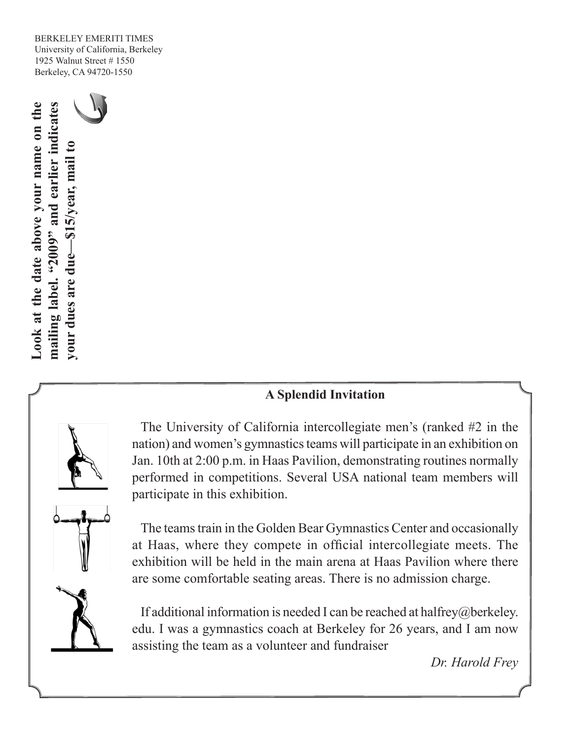BERKELEY EMERITI TIMES
University of California, Berkeley
1925 Walnut Street # 1550
Berkeley, CA 94720-1550

**Look at the date above your name on the mailing label. "2009" and earlier indicates your dues are due—$15/year, mail to**

## A Splendid Invitation

The University of California intercollegiate men's (ranked #2 in the nation) and women's gymnastics teams will participate in an exhibition on Jan. 10th at 2:00 p.m. in Haas Pavilion, demonstrating routines normally performed in competitions. Several USA national team members will participate in this exhibition.

The teams train in the Golden Bear Gymnastics Center and occasionally at Haas, where they compete in official intercollegiate meets. The exhibition will be held in the main arena at Haas Pavilion where there are some comfortable seating areas. There is no admission charge.

If additional information is needed I can be reached at halfrey@berkeley.edu. I was a gymnastics coach at Berkeley for 26 years, and I am now assisting the team as a volunteer and fundraiser

*Dr. Harold Frey*